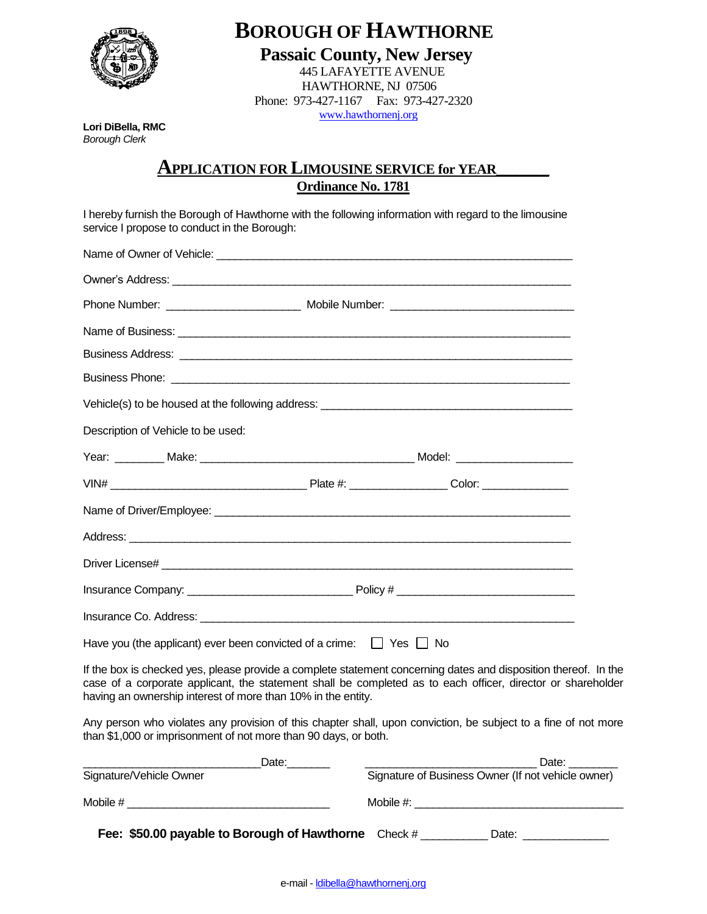# BOROUGH OF HAWTHORNE

## Passaic County, New Jersey

445 LAFAYETTE AVENUE
HAWTHORNE, NJ 07506
Phone: 973-427-1167 Fax: 973-427-2320
www.hawthornenj.org

**Lori DiBella, RMC**
*Borough Clerk*

## APPLICATION FOR LIMOUSINE SERVICE for YEAR______

**Ordinance No. 1781**

I hereby furnish the Borough of Hawthorne with the following information with regard to the limousine service I propose to conduct in the Borough:

Name of Owner of Vehicle: ____________________________________________________________

Owner's Address: ____________________________________________________________________

Phone Number: ______________________ Mobile Number: ______________________________

Name of Business: ___________________________________________________________________

Business Address: ___________________________________________________________________

Business Phone: _____________________________________________________________________

Vehicle(s) to be housed at the following address: __________________________________________

Description of Vehicle to be used:

Year: ________ Make: ___________________________________ Model: ___________________

VIN# _________________________________ Plate #: ________________ Color: ______________

Name of Driver/Employee: ______________________________________________________________

Address: __________________________________________________________________________

Driver License# _____________________________________________________________________

Insurance Company: ___________________________ Policy # _____________________________

Insurance Co. Address: _________________________________________________________________

Have you (the applicant) ever been convicted of a crime: ☐ Yes ☐ No

If the box is checked yes, please provide a complete statement concerning dates and disposition thereof. In the case of a corporate applicant, the statement shall be completed as to each officer, director or shareholder having an ownership interest of more than 10% in the entity.

Any person who violates any provision of this chapter shall, upon conviction, be subject to a fine of not more than $1,000 or imprisonment of not more than 90 days, or both.

_____________________________Date:_______ _____________________________ Date: ________
Signature/Vehicle Owner Signature of Business Owner (If not vehicle owner)

Mobile # _________________________________ Mobile #: __________________________________

**Fee: $50.00 payable to Borough of Hawthorne** Check # ___________ Date: ______________

e-mail - ldibella@hawthornenj.org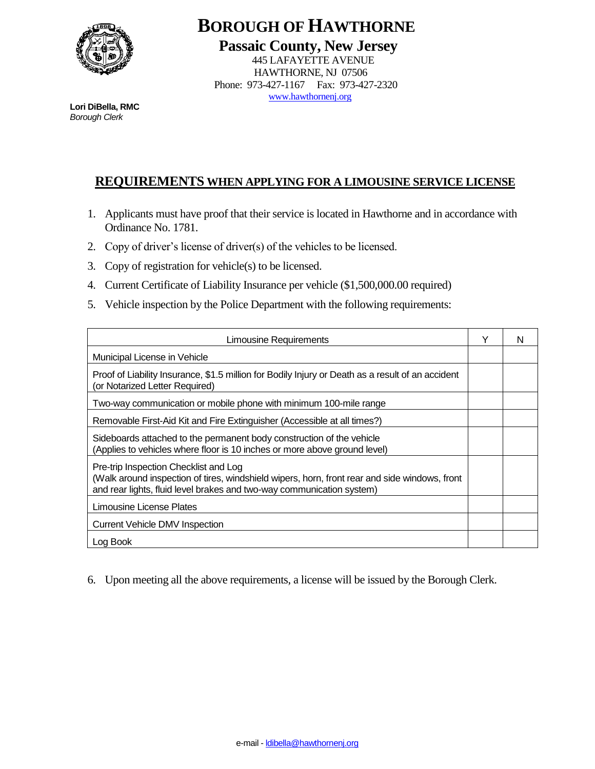# BOROUGH OF HAWTHORNE

## Passaic County, New Jersey

445 LAFAYETTE AVENUE
HAWTHORNE, NJ 07506
Phone: 973-427-1167 Fax: 973-427-2320
www.hawthornenj.org

**Lori DiBella, RMC**
*Borough Clerk*

## REQUIREMENTS WHEN APPLYING FOR A LIMOUSINE SERVICE LICENSE

1. Applicants must have proof that their service is located in Hawthorne and in accordance with Ordinance No. 1781.
2. Copy of driver's license of driver(s) of the vehicles to be licensed.
3. Copy of registration for vehicle(s) to be licensed.
4. Current Certificate of Liability Insurance per vehicle ($1,500,000.00 required)
5. Vehicle inspection by the Police Department with the following requirements:

| Limousine Requirements | Y | N |
|---|---|---|
| Municipal License in Vehicle | | |
| Proof of Liability Insurance, $1.5 million for Bodily Injury or Death as a result of an accident (or Notarized Letter Required) | | |
| Two-way communication or mobile phone with minimum 100-mile range | | |
| Removable First-Aid Kit and Fire Extinguisher (Accessible at all times?) | | |
| Sideboards attached to the permanent body construction of the vehicle (Applies to vehicles where floor is 10 inches or more above ground level) | | |
| Pre-trip Inspection Checklist and Log (Walk around inspection of tires, windshield wipers, horn, front rear and side windows, front and rear lights, fluid level brakes and two-way communication system) | | |
| Limousine License Plates | | |
| Current Vehicle DMV Inspection | | |
| Log Book | | |

6. Upon meeting all the above requirements, a license will be issued by the Borough Clerk.

e-mail - ldibella@hawthornenj.org